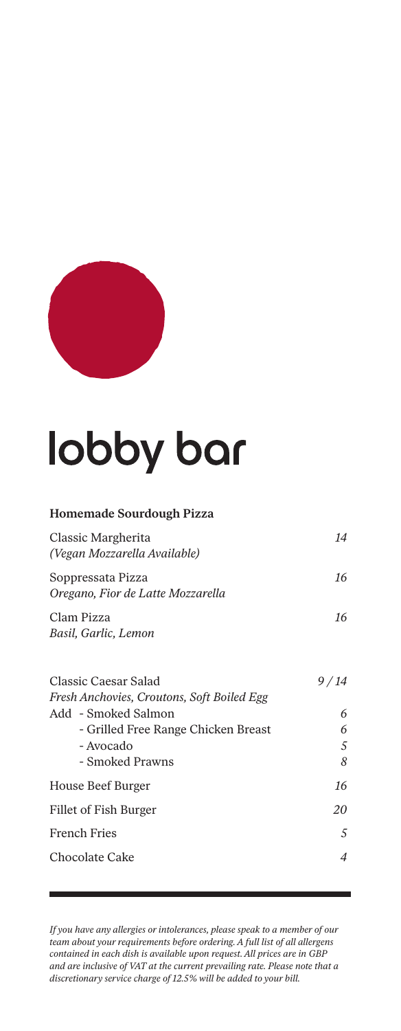# lobby bar

**Homemade Sourdough Pizza**

| | |
|---|---|
| Classic Margherita<br>*(Vegan Mozzarella Available)* | *14* |
| Soppressata Pizza<br>*Oregano, Fior de Latte Mozzarella* | *16* |
| Clam Pizza<br>*Basil, Garlic, Lemon* | *16* |

| | |
|---|---|
| Classic Caesar Salad<br>*Fresh Anchovies, Croutons, Soft Boiled Egg* | *9 / 14* |
| Add - Smoked Salmon | *6* |
| - Grilled Free Range Chicken Breast | *6* |
| - Avocado | *5* |
| - Smoked Prawns | *8* |
| House Beef Burger | *16* |
| Fillet of Fish Burger | *20* |
| French Fries | *5* |
| Chocolate Cake | *4* |

---

*If you have any allergies or intolerances, please speak to a member of our team about your requirements before ordering. A full list of all allergens contained in each dish is available upon request. All prices are in GBP and are inclusive of VAT at the current prevailing rate. Please note that a discretionary service charge of 12.5% will be added to your bill.*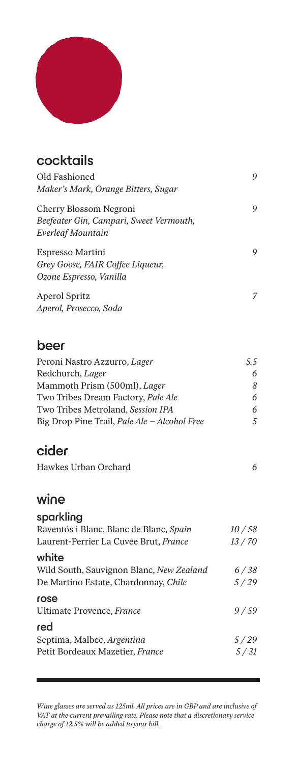## cocktails

Old Fashioned 9
*Maker's Mark, Orange Bitters, Sugar*

Cherry Blossom Negroni 9
*Beefeater Gin, Campari, Sweet Vermouth, Everleaf Mountain*

Espresso Martini 9
*Grey Goose, FAIR Coffee Liqueur, Ozone Espresso, Vanilla*

Aperol Spritz 7
*Aperol, Prosecco, Soda*

## beer

| | |
|---|---|
| Peroni Nastro Azzurro, *Lager* | 5.5 |
| Redchurch, *Lager* | 6 |
| Mammoth Prism (500ml), *Lager* | 8 |
| Two Tribes Dream Factory, *Pale Ale* | 6 |
| Two Tribes Metroland, *Session IPA* | 6 |
| Big Drop Pine Trail, *Pale Ale – Alcohol Free* | 5 |

## cider

| | |
|---|---|
| Hawkes Urban Orchard | 6 |

## wine

### sparkling

| | |
|---|---|
| Raventós i Blanc, Blanc de Blanc, *Spain* | 10 / 58 |
| Laurent-Perrier La Cuvée Brut, *France* | 13 / 70 |

### white

| | |
|---|---|
| Wild South, Sauvignon Blanc, *New Zealand* | 6 / 38 |
| De Martino Estate, Chardonnay, *Chile* | 5 / 29 |

### rose

| | |
|---|---|
| Ultimate Provence, *France* | 9 / 59 |

### red

| | |
|---|---|
| Septima, Malbec, *Argentina* | 5 / 29 |
| Petit Bordeaux Mazetier, *France* | 5 / 31 |

*Wine glasses are served as 125ml. All prices are in GBP and are inclusive of VAT at the current prevailing rate. Please note that a discretionary service charge of 12.5% will be added to your bill.*